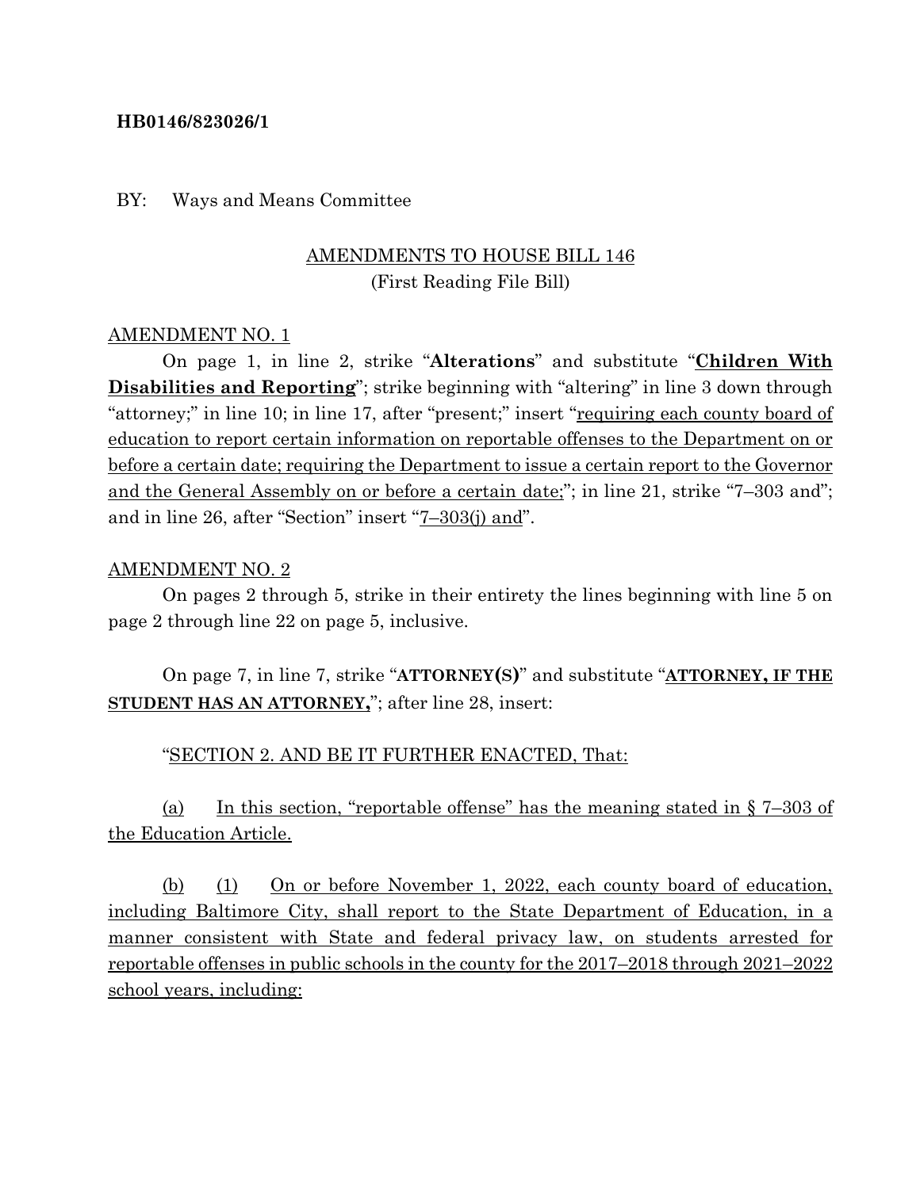**HB0146/823026/1**

BY: Ways and Means Committee

AMENDMENTS TO HOUSE BILL 146
(First Reading File Bill)

AMENDMENT NO. 1

On page 1, in line 2, strike "**Alterations**" and substitute "**Children With Disabilities and Reporting**"; strike beginning with "altering" in line 3 down through "attorney;" in line 10; in line 17, after "present;" insert "requiring each county board of education to report certain information on reportable offenses to the Department on or before a certain date; requiring the Department to issue a certain report to the Governor and the General Assembly on or before a certain date;"; in line 21, strike "7–303 and"; and in line 26, after "Section" insert "7–303(j) and".

AMENDMENT NO. 2

On pages 2 through 5, strike in their entirety the lines beginning with line 5 on page 2 through line 22 on page 5, inclusive.

On page 7, in line 7, strike "**ATTORNEY(S)**" and substitute "**ATTORNEY, IF THE STUDENT HAS AN ATTORNEY,**"; after line 28, insert:

"SECTION 2. AND BE IT FURTHER ENACTED, That:

(a) In this section, "reportable offense" has the meaning stated in § 7–303 of the Education Article.

(b) (1) On or before November 1, 2022, each county board of education, including Baltimore City, shall report to the State Department of Education, in a manner consistent with State and federal privacy law, on students arrested for reportable offenses in public schools in the county for the 2017–2018 through 2021–2022 school years, including: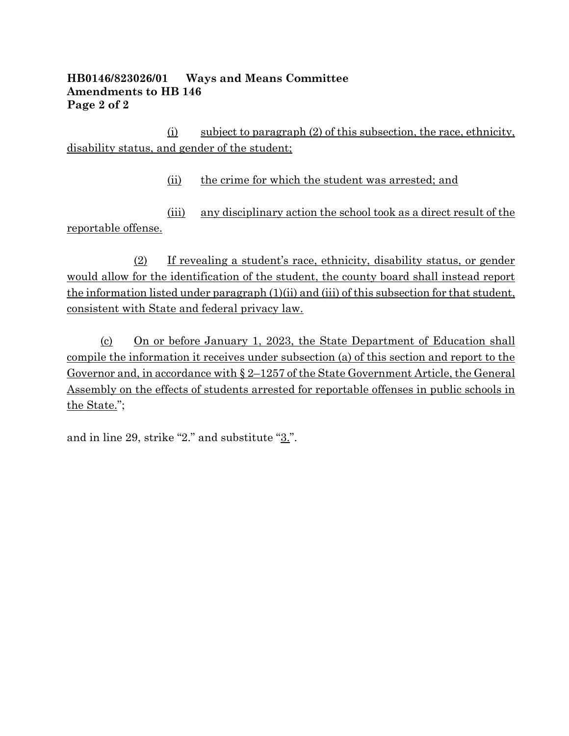(i) subject to paragraph (2) of this subsection, the race, ethnicity, disability status, and gender of the student;

(ii) the crime for which the student was arrested; and

(iii) any disciplinary action the school took as a direct result of the reportable offense.

(2) If revealing a student's race, ethnicity, disability status, or gender would allow for the identification of the student, the county board shall instead report the information listed under paragraph (1)(ii) and (iii) of this subsection for that student, consistent with State and federal privacy law.

(c) On or before January 1, 2023, the State Department of Education shall compile the information it receives under subsection (a) of this section and report to the Governor and, in accordance with § 2–1257 of the State Government Article, the General Assembly on the effects of students arrested for reportable offenses in public schools in the State.";

and in line 29, strike "2." and substitute "3.".